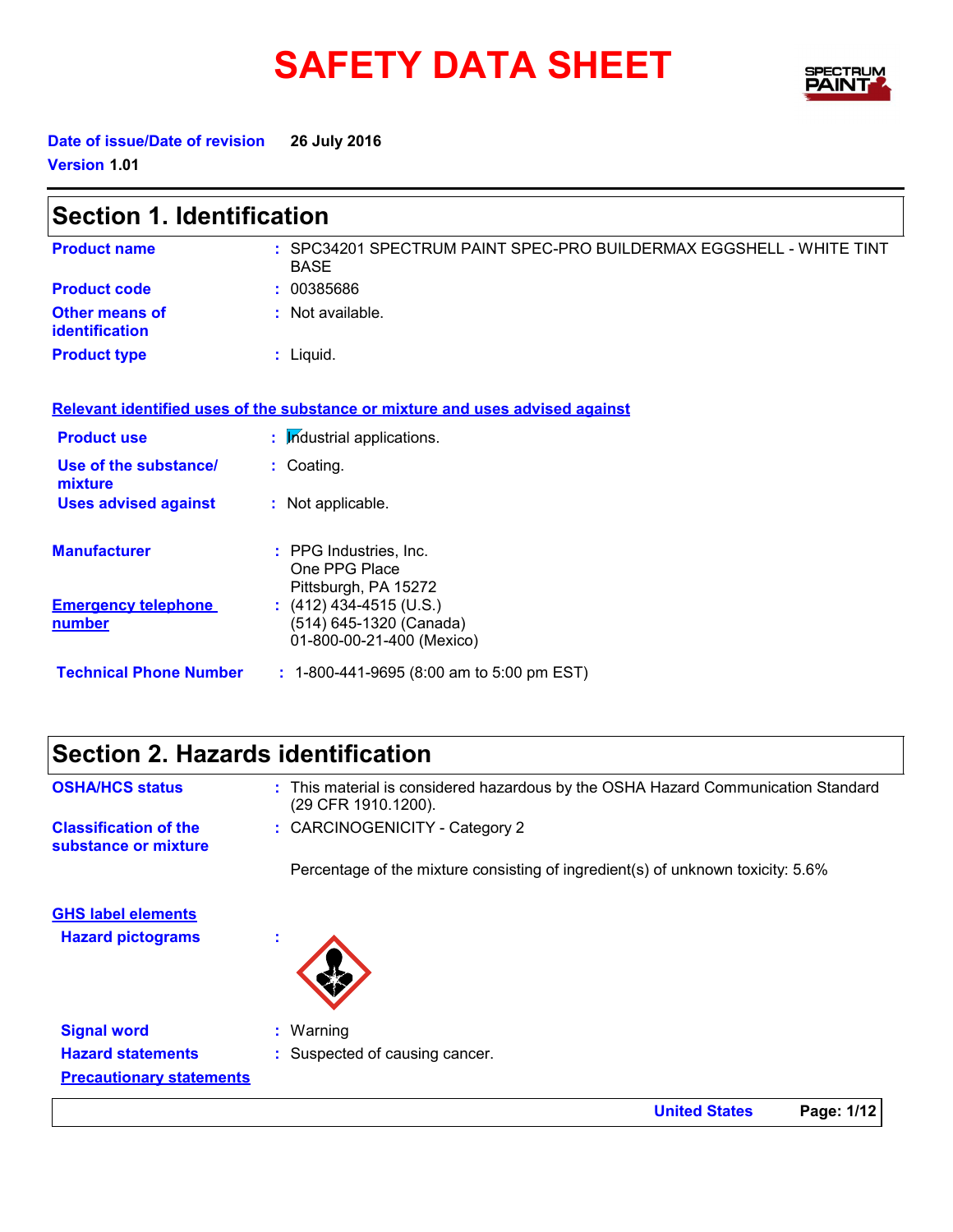# SAFETY DATA SHEET

**Date of issue/Date of revision** 26 July 2016

**Version** 1.01

## Section 1. Identification

| | |
|---|---|
| **Product name** | : SPC34201 SPECTRUM PAINT SPEC-PRO BUILDERMAX EGGSHELL - WHITE TINT BASE |
| **Product code** | : 00385686 |
| **Other means of identification** | : Not available. |
| **Product type** | : Liquid. |

**Relevant identified uses of the substance or mixture and uses advised against**

| | |
|---|---|
| **Product use** | : Industrial applications. |
| **Use of the substance/ mixture** | : Coating. |
| **Uses advised against** | : Not applicable. |

| | |
|---|---|
| **Manufacturer** | : PPG Industries, Inc.<br>One PPG Place<br>Pittsburgh, PA 15272 |
| **Emergency telephone number** | : (412) 434-4515 (U.S.)<br>(514) 645-1320 (Canada)<br>01-800-00-21-400 (Mexico) |
| **Technical Phone Number** | : 1-800-441-9695 (8:00 am to 5:00 pm EST) |

## Section 2. Hazards identification

| | |
|---|---|
| **OSHA/HCS status** | : This material is considered hazardous by the OSHA Hazard Communication Standard (29 CFR 1910.1200). |
| **Classification of the substance or mixture** | : CARCINOGENICITY - Category 2 |

Percentage of the mixture consisting of ingredient(s) of unknown toxicity: 5.6%

**GHS label elements**

**Hazard pictograms** :

**Signal word** : Warning

**Hazard statements** : Suspected of causing cancer.

**Precautionary statements**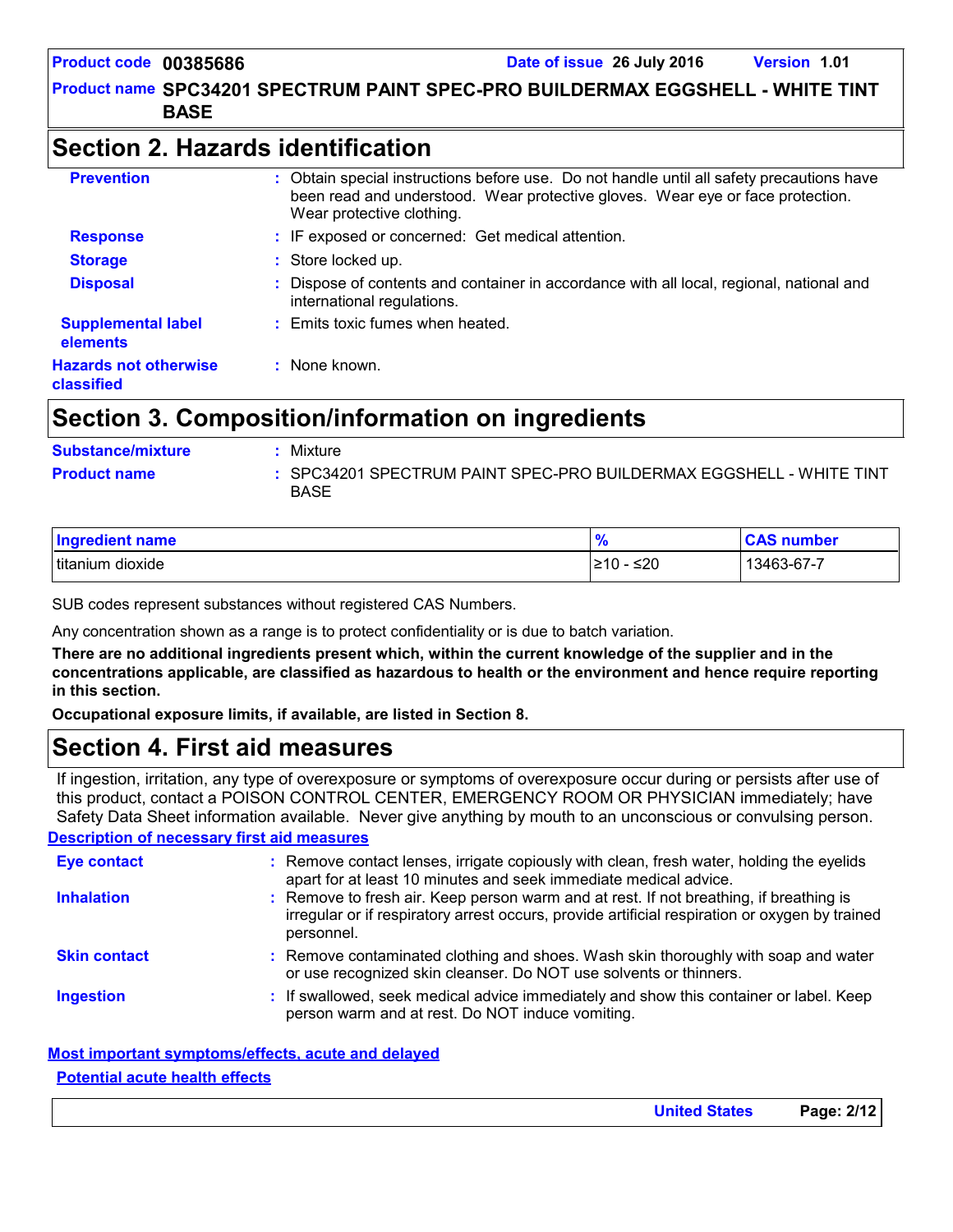## Section 2. Hazards identification

**Prevention** : Obtain special instructions before use. Do not handle until all safety precautions have been read and understood. Wear protective gloves. Wear eye or face protection. Wear protective clothing.

**Response** : IF exposed or concerned: Get medical attention.

**Storage** : Store locked up.

**Disposal** : Dispose of contents and container in accordance with all local, regional, national and international regulations.

**Supplemental label elements** : Emits toxic fumes when heated.

**Hazards not otherwise classified** : None known.

## Section 3. Composition/information on ingredients

**Substance/mixture** : Mixture

**Product name** : SPC34201 SPECTRUM PAINT SPEC-PRO BUILDERMAX EGGSHELL - WHITE TINT BASE

| Ingredient name | % | CAS number |
|---|---|---|
| titanium dioxide | ≥10 - ≤20 | 13463-67-7 |

SUB codes represent substances without registered CAS Numbers.

Any concentration shown as a range is to protect confidentiality or is due to batch variation.

**There are no additional ingredients present which, within the current knowledge of the supplier and in the concentrations applicable, are classified as hazardous to health or the environment and hence require reporting in this section.**

**Occupational exposure limits, if available, are listed in Section 8.**

## Section 4. First aid measures

If ingestion, irritation, any type of overexposure or symptoms of overexposure occur during or persists after use of this product, contact a POISON CONTROL CENTER, EMERGENCY ROOM OR PHYSICIAN immediately; have Safety Data Sheet information available. Never give anything by mouth to an unconscious or convulsing person.

**Description of necessary first aid measures**

**Eye contact** : Remove contact lenses, irrigate copiously with clean, fresh water, holding the eyelids apart for at least 10 minutes and seek immediate medical advice.

**Inhalation** : Remove to fresh air. Keep person warm and at rest. If not breathing, if breathing is irregular or if respiratory arrest occurs, provide artificial respiration or oxygen by trained personnel.

**Skin contact** : Remove contaminated clothing and shoes. Wash skin thoroughly with soap and water or use recognized skin cleanser. Do NOT use solvents or thinners.

**Ingestion** : If swallowed, seek medical advice immediately and show this container or label. Keep person warm and at rest. Do NOT induce vomiting.

**Most important symptoms/effects, acute and delayed**

**Potential acute health effects**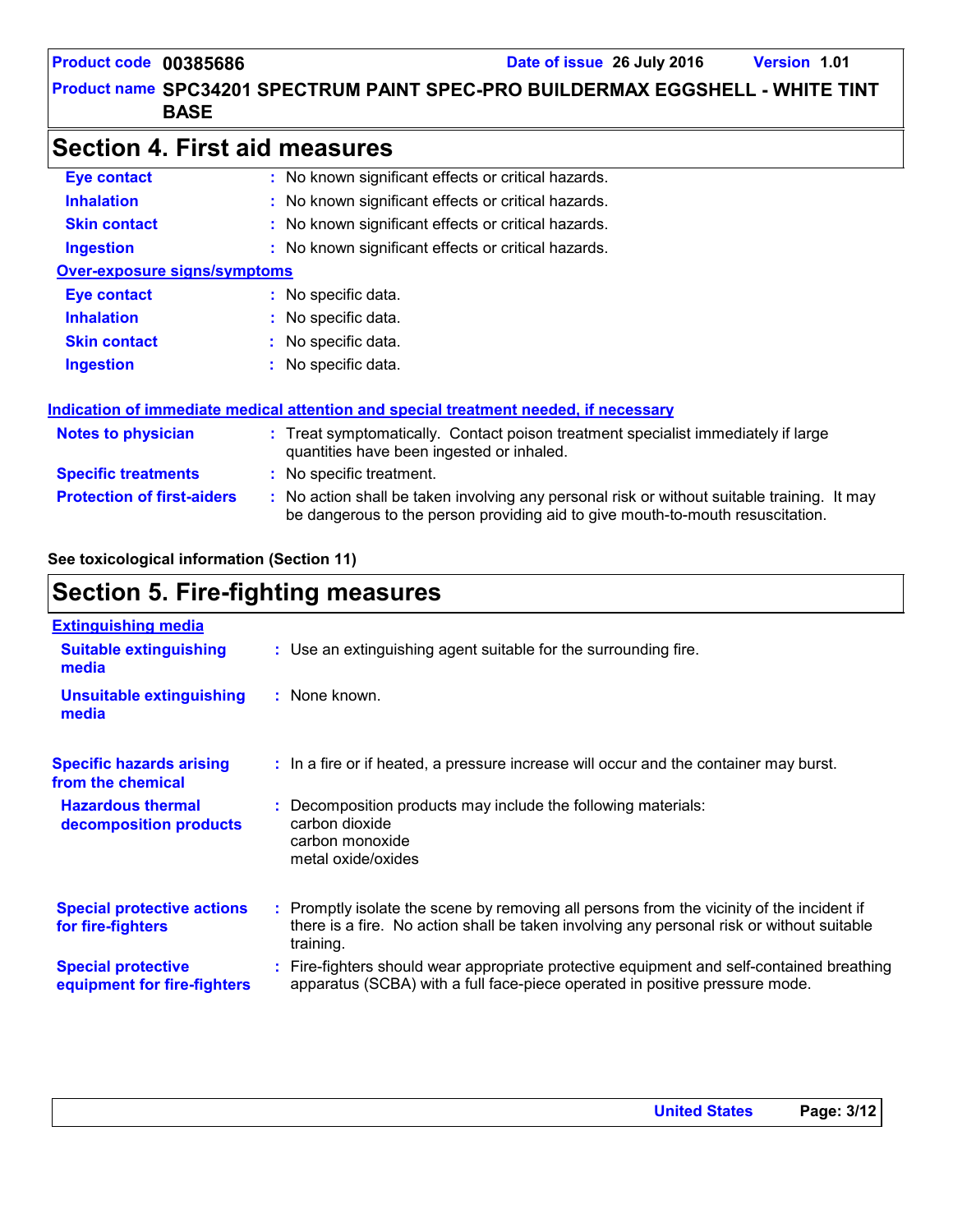## Section 4. First aid measures

| | |
|---|---|
| **Eye contact** | No known significant effects or critical hazards. |
| **Inhalation** | No known significant effects or critical hazards. |
| **Skin contact** | No known significant effects or critical hazards. |
| **Ingestion** | No known significant effects or critical hazards. |

**Over-exposure signs/symptoms**

| | |
|---|---|
| **Eye contact** | No specific data. |
| **Inhalation** | No specific data. |
| **Skin contact** | No specific data. |
| **Ingestion** | No specific data. |

**Indication of immediate medical attention and special treatment needed, if necessary**

| | |
|---|---|
| **Notes to physician** | Treat symptomatically. Contact poison treatment specialist immediately if large quantities have been ingested or inhaled. |
| **Specific treatments** | No specific treatment. |
| **Protection of first-aiders** | No action shall be taken involving any personal risk or without suitable training. It may be dangerous to the person providing aid to give mouth-to-mouth resuscitation. |

**See toxicological information (Section 11)**

## Section 5. Fire-fighting measures

**Extinguishing media**

| | |
|---|---|
| **Suitable extinguishing media** | Use an extinguishing agent suitable for the surrounding fire. |
| **Unsuitable extinguishing media** | None known. |
| **Specific hazards arising from the chemical** | In a fire or if heated, a pressure increase will occur and the container may burst. |
| **Hazardous thermal decomposition products** | Decomposition products may include the following materials: carbon dioxide, carbon monoxide, metal oxide/oxides |
| **Special protective actions for fire-fighters** | Promptly isolate the scene by removing all persons from the vicinity of the incident if there is a fire. No action shall be taken involving any personal risk or without suitable training. |
| **Special protective equipment for fire-fighters** | Fire-fighters should wear appropriate protective equipment and self-contained breathing apparatus (SCBA) with a full face-piece operated in positive pressure mode. |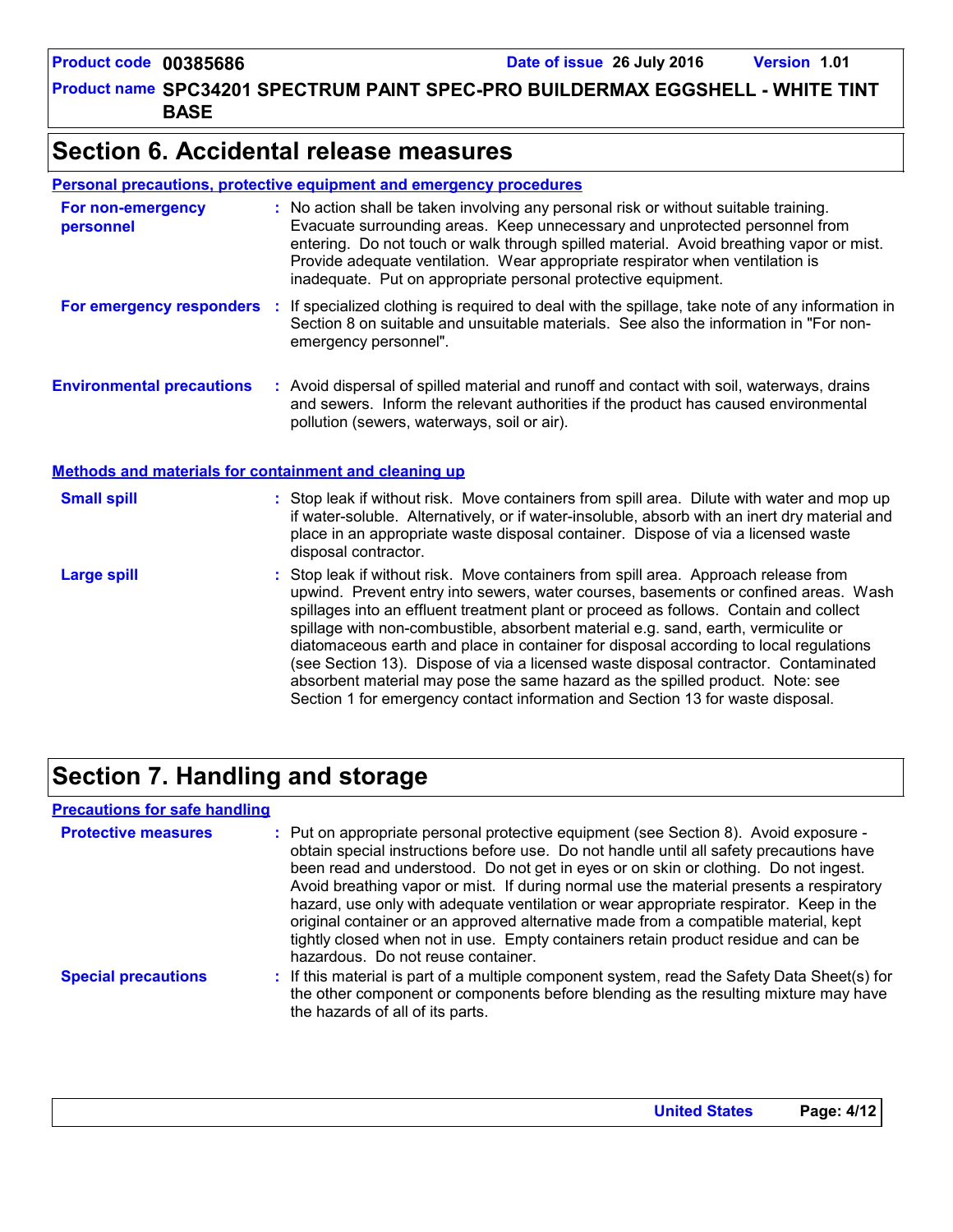## Section 6. Accidental release measures

### Personal precautions, protective equipment and emergency procedures

**For non-emergency personnel** : No action shall be taken involving any personal risk or without suitable training. Evacuate surrounding areas. Keep unnecessary and unprotected personnel from entering. Do not touch or walk through spilled material. Avoid breathing vapor or mist. Provide adequate ventilation. Wear appropriate respirator when ventilation is inadequate. Put on appropriate personal protective equipment.

**For emergency responders** : If specialized clothing is required to deal with the spillage, take note of any information in Section 8 on suitable and unsuitable materials. See also the information in "For non-emergency personnel".

**Environmental precautions** : Avoid dispersal of spilled material and runoff and contact with soil, waterways, drains and sewers. Inform the relevant authorities if the product has caused environmental pollution (sewers, waterways, soil or air).

### Methods and materials for containment and cleaning up

**Small spill** : Stop leak if without risk. Move containers from spill area. Dilute with water and mop up if water-soluble. Alternatively, or if water-insoluble, absorb with an inert dry material and place in an appropriate waste disposal container. Dispose of via a licensed waste disposal contractor.

**Large spill** : Stop leak if without risk. Move containers from spill area. Approach release from upwind. Prevent entry into sewers, water courses, basements or confined areas. Wash spillages into an effluent treatment plant or proceed as follows. Contain and collect spillage with non-combustible, absorbent material e.g. sand, earth, vermiculite or diatomaceous earth and place in container for disposal according to local regulations (see Section 13). Dispose of via a licensed waste disposal contractor. Contaminated absorbent material may pose the same hazard as the spilled product. Note: see Section 1 for emergency contact information and Section 13 for waste disposal.

## Section 7. Handling and storage

### Precautions for safe handling

**Protective measures** : Put on appropriate personal protective equipment (see Section 8). Avoid exposure - obtain special instructions before use. Do not handle until all safety precautions have been read and understood. Do not get in eyes or on skin or clothing. Do not ingest. Avoid breathing vapor or mist. If during normal use the material presents a respiratory hazard, use only with adequate ventilation or wear appropriate respirator. Keep in the original container or an approved alternative made from a compatible material, kept tightly closed when not in use. Empty containers retain product residue and can be hazardous. Do not reuse container.

**Special precautions** : If this material is part of a multiple component system, read the Safety Data Sheet(s) for the other component or components before blending as the resulting mixture may have the hazards of all of its parts.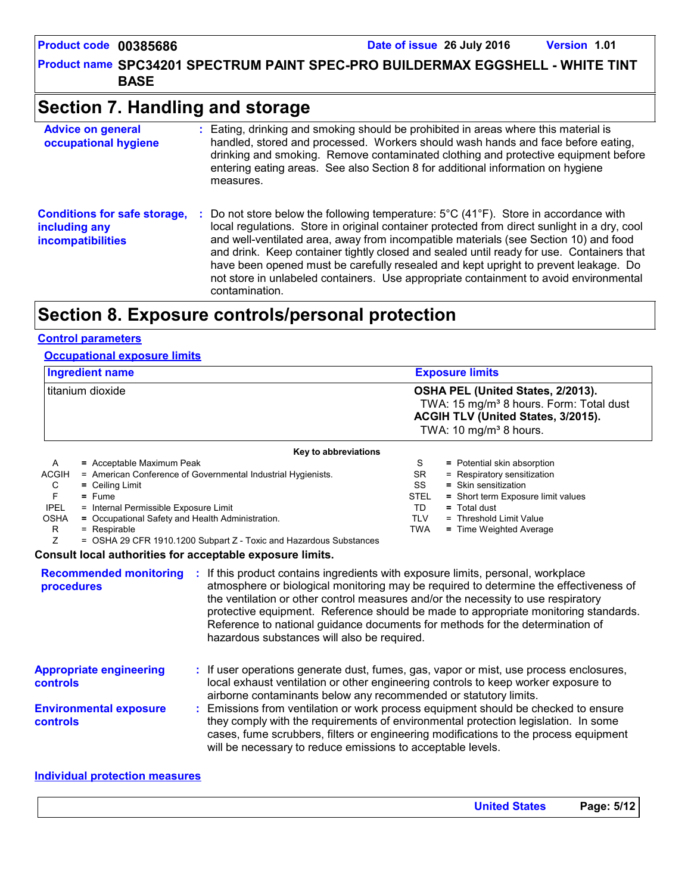## Section 7. Handling and storage

**Advice on general occupational hygiene** : Eating, drinking and smoking should be prohibited in areas where this material is handled, stored and processed. Workers should wash hands and face before eating, drinking and smoking. Remove contaminated clothing and protective equipment before entering eating areas. See also Section 8 for additional information on hygiene measures.

**Conditions for safe storage, including any incompatibilities** : Do not store below the following temperature: 5°C (41°F). Store in accordance with local regulations. Store in original container protected from direct sunlight in a dry, cool and well-ventilated area, away from incompatible materials (see Section 10) and food and drink. Keep container tightly closed and sealed until ready for use. Containers that have been opened must be carefully resealed and kept upright to prevent leakage. Do not store in unlabeled containers. Use appropriate containment to avoid environmental contamination.

## Section 8. Exposure controls/personal protection

### Control parameters

#### Occupational exposure limits

| Ingredient name | Exposure limits |
|---|---|
| titanium dioxide | **OSHA PEL (United States, 2/2013).**<br>TWA: 15 mg/m³ 8 hours. Form: Total dust<br>**ACGIH TLV (United States, 3/2015).**<br>TWA: 10 mg/m³ 8 hours. |

**Key to abbreviations**

| | | | |
|---|---|---|---|
| A | = Acceptable Maximum Peak | S | = Potential skin absorption |
| ACGIH | = American Conference of Governmental Industrial Hygienists. | SR | = Respiratory sensitization |
| C | = Ceiling Limit | SS | = Skin sensitization |
| F | = Fume | STEL | = Short term Exposure limit values |
| IPEL | = Internal Permissible Exposure Limit | TD | = Total dust |
| OSHA | = Occupational Safety and Health Administration. | TLV | = Threshold Limit Value |
| R | = Respirable | TWA | = Time Weighted Average |
| Z | = OSHA 29 CFR 1910.1200 Subpart Z - Toxic and Hazardous Substances | | |

**Consult local authorities for acceptable exposure limits.**

**Recommended monitoring procedures** : If this product contains ingredients with exposure limits, personal, workplace atmosphere or biological monitoring may be required to determine the effectiveness of the ventilation or other control measures and/or the necessity to use respiratory protective equipment. Reference should be made to appropriate monitoring standards. Reference to national guidance documents for methods for the determination of hazardous substances will also be required.

**Appropriate engineering controls** : If user operations generate dust, fumes, gas, vapor or mist, use process enclosures, local exhaust ventilation or other engineering controls to keep worker exposure to airborne contaminants below any recommended or statutory limits.

**Environmental exposure controls** : Emissions from ventilation or work process equipment should be checked to ensure they comply with the requirements of environmental protection legislation. In some cases, fume scrubbers, filters or engineering modifications to the process equipment will be necessary to reduce emissions to acceptable levels.

### Individual protection measures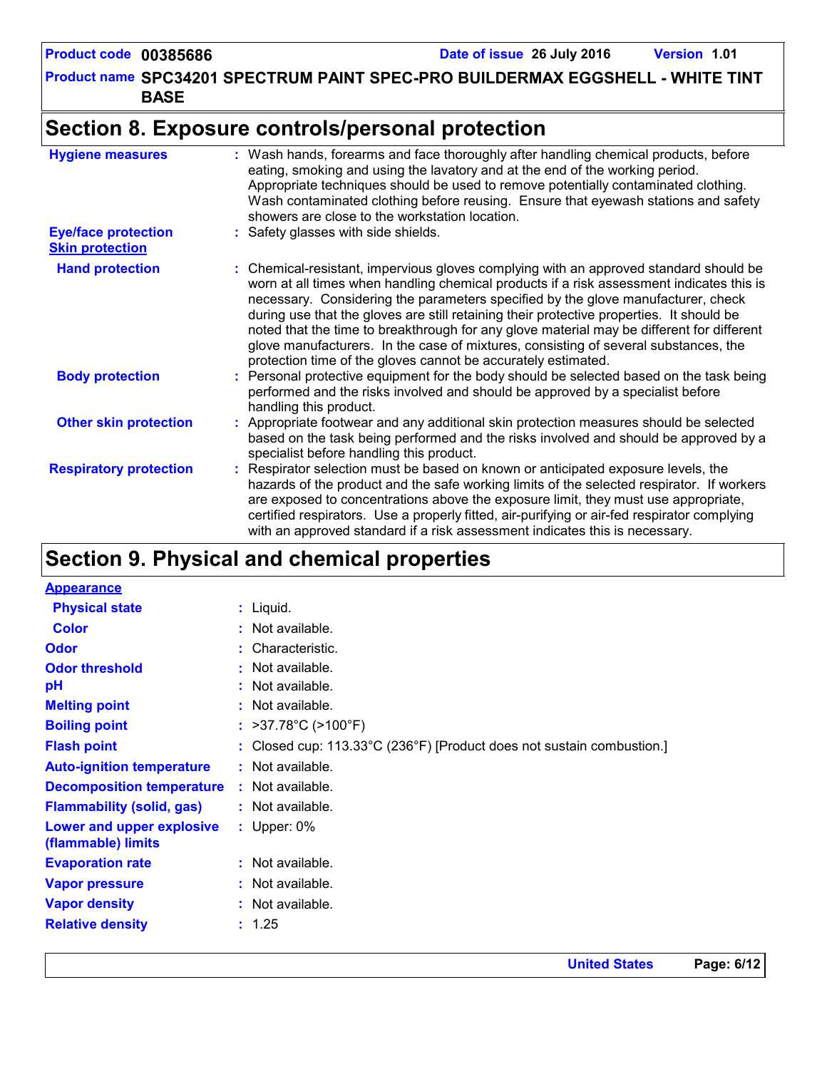## Section 8. Exposure controls/personal protection

**Hygiene measures** : Wash hands, forearms and face thoroughly after handling chemical products, before eating, smoking and using the lavatory and at the end of the working period. Appropriate techniques should be used to remove potentially contaminated clothing. Wash contaminated clothing before reusing. Ensure that eyewash stations and safety showers are close to the workstation location.

**Eye/face protection** : Safety glasses with side shields.

**Skin protection**

**Hand protection** : Chemical-resistant, impervious gloves complying with an approved standard should be worn at all times when handling chemical products if a risk assessment indicates this is necessary. Considering the parameters specified by the glove manufacturer, check during use that the gloves are still retaining their protective properties. It should be noted that the time to breakthrough for any glove material may be different for different glove manufacturers. In the case of mixtures, consisting of several substances, the protection time of the gloves cannot be accurately estimated.

**Body protection** : Personal protective equipment for the body should be selected based on the task being performed and the risks involved and should be approved by a specialist before handling this product.

**Other skin protection** : Appropriate footwear and any additional skin protection measures should be selected based on the task being performed and the risks involved and should be approved by a specialist before handling this product.

**Respiratory protection** : Respirator selection must be based on known or anticipated exposure levels, the hazards of the product and the safe working limits of the selected respirator. If workers are exposed to concentrations above the exposure limit, they must use appropriate, certified respirators. Use a properly fitted, air-purifying or air-fed respirator complying with an approved standard if a risk assessment indicates this is necessary.

## Section 9. Physical and chemical properties

**Appearance**

**Physical state** : Liquid.

**Color** : Not available.

**Odor** : Characteristic.

**Odor threshold** : Not available.

**pH** : Not available.

**Melting point** : Not available.

**Boiling point** : >37.78°C (>100°F)

**Flash point** : Closed cup: 113.33°C (236°F) [Product does not sustain combustion.]

**Auto-ignition temperature** : Not available.

**Decomposition temperature** : Not available.

**Flammability (solid, gas)** : Not available.

**Lower and upper explosive (flammable) limits** : Upper: 0%

**Evaporation rate** : Not available.

**Vapor pressure** : Not available.

**Vapor density** : Not available.

**Relative density** : 1.25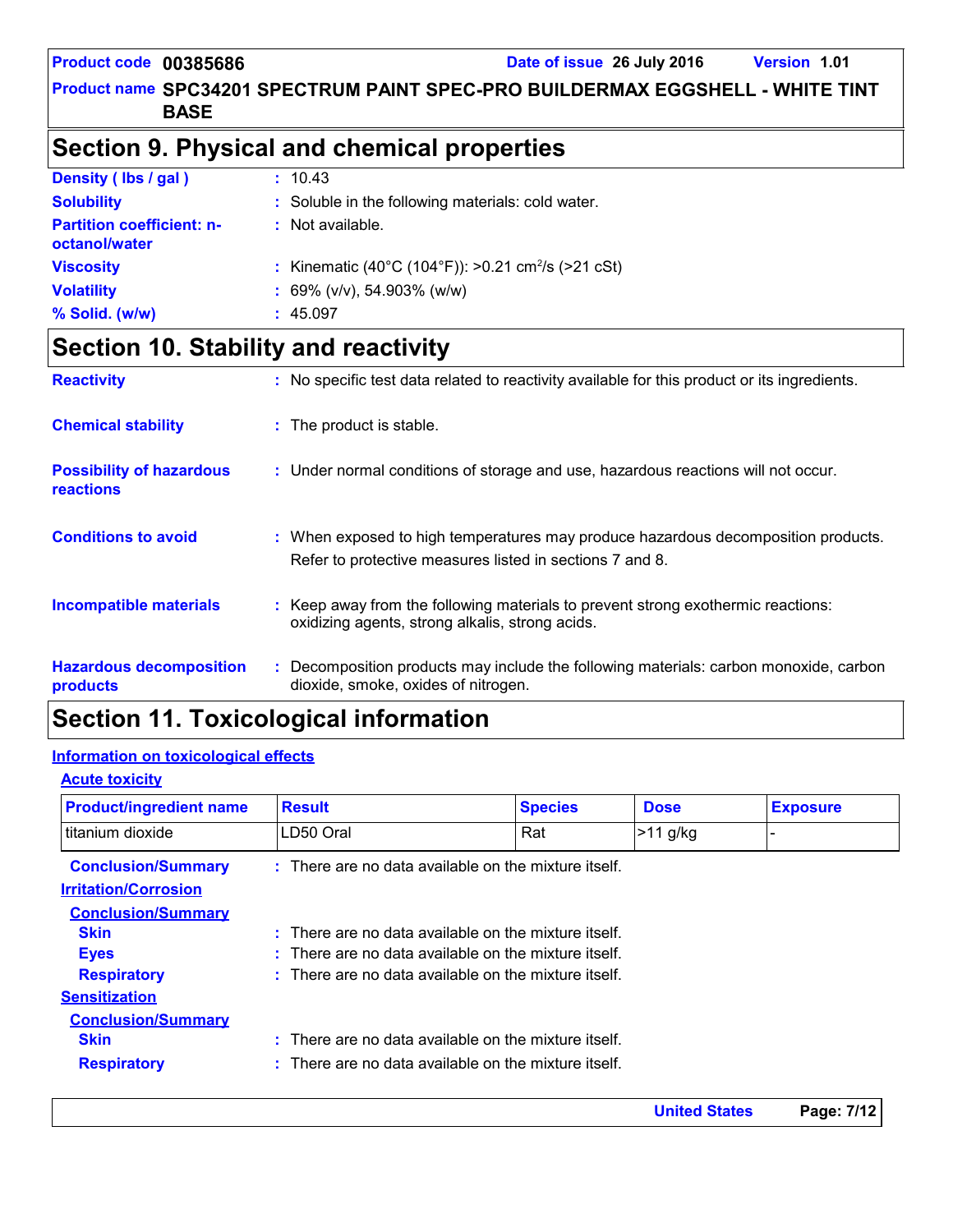## Section 9. Physical and chemical properties

**Density ( lbs / gal )** : 10.43

**Solubility** : Soluble in the following materials: cold water.

**Partition coefficient: n-octanol/water** : Not available.

**Viscosity** : Kinematic (40°C (104°F)): >0.21 $cm^2/s$ (>21 cSt)

**Volatility** : 69% (v/v), 54.903% (w/w)

**% Solid. (w/w)** : 45.097

## Section 10. Stability and reactivity

**Reactivity** : No specific test data related to reactivity available for this product or its ingredients.

**Chemical stability** : The product is stable.

**Possibility of hazardous reactions** : Under normal conditions of storage and use, hazardous reactions will not occur.

**Conditions to avoid** : When exposed to high temperatures may produce hazardous decomposition products. Refer to protective measures listed in sections 7 and 8.

**Incompatible materials** : Keep away from the following materials to prevent strong exothermic reactions: oxidizing agents, strong alkalis, strong acids.

**Hazardous decomposition products** : Decomposition products may include the following materials: carbon monoxide, carbon dioxide, smoke, oxides of nitrogen.

## Section 11. Toxicological information

### Information on toxicological effects

#### Acute toxicity

| Product/ingredient name | Result | Species | Dose | Exposure |
|---|---|---|---|---|
| titanium dioxide | LD50 Oral | Rat | >11 g/kg | - |

**Conclusion/Summary** : There are no data available on the mixture itself.

#### Irritation/Corrosion

**Conclusion/Summary**

**Skin** : There are no data available on the mixture itself.

**Eyes** : There are no data available on the mixture itself.

**Respiratory** : There are no data available on the mixture itself.

#### Sensitization

**Conclusion/Summary**

**Skin** : There are no data available on the mixture itself.

**Respiratory** : There are no data available on the mixture itself.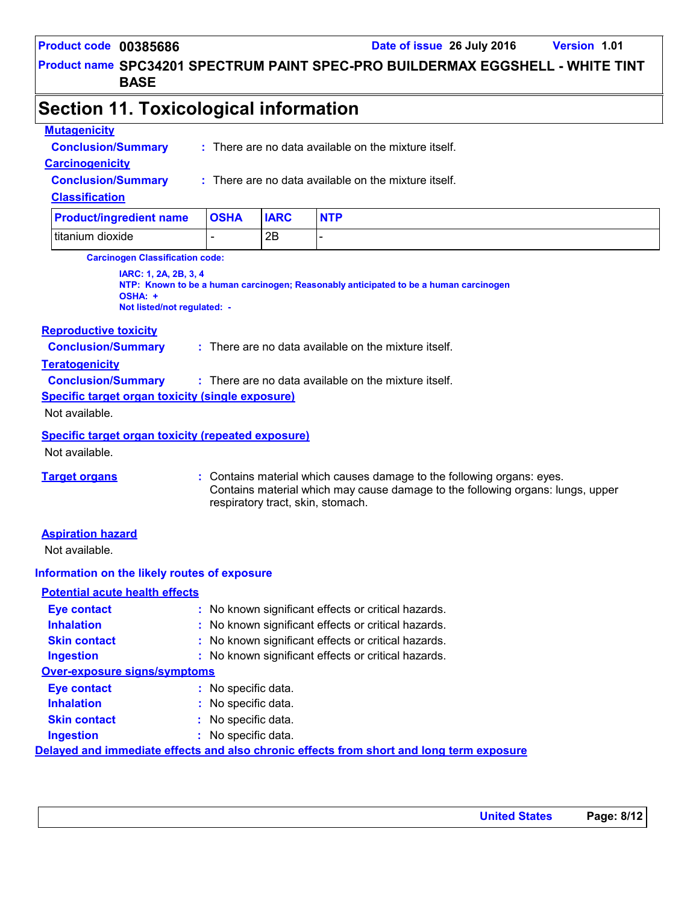# Section 11. Toxicological information

**Mutagenicity**

**Conclusion/Summary** : There are no data available on the mixture itself.

**Carcinogenicity**

**Conclusion/Summary** : There are no data available on the mixture itself.

**Classification**

| Product/ingredient name | OSHA | IARC | NTP |
|---|---|---|---|
| titanium dioxide | - | 2B | - |

**Carcinogen Classification code:**

**IARC: 1, 2A, 2B, 3, 4**
**NTP: Known to be a human carcinogen; Reasonably anticipated to be a human carcinogen**
**OSHA: +**
**Not listed/not regulated: -**

**Reproductive toxicity**

**Conclusion/Summary** : There are no data available on the mixture itself.

**Teratogenicity**

**Conclusion/Summary** : There are no data available on the mixture itself.

**Specific target organ toxicity (single exposure)**

Not available.

**Specific target organ toxicity (repeated exposure)**

Not available.

**Target organs** : Contains material which causes damage to the following organs: eyes.
Contains material which may cause damage to the following organs: lungs, upper respiratory tract, skin, stomach.

**Aspiration hazard**

Not available.

## Information on the likely routes of exposure

**Potential acute health effects**

**Eye contact** : No known significant effects or critical hazards.
**Inhalation** : No known significant effects or critical hazards.
**Skin contact** : No known significant effects or critical hazards.
**Ingestion** : No known significant effects or critical hazards.

**Over-exposure signs/symptoms**

**Eye contact** : No specific data.
**Inhalation** : No specific data.
**Skin contact** : No specific data.
**Ingestion** : No specific data.

**Delayed and immediate effects and also chronic effects from short and long term exposure**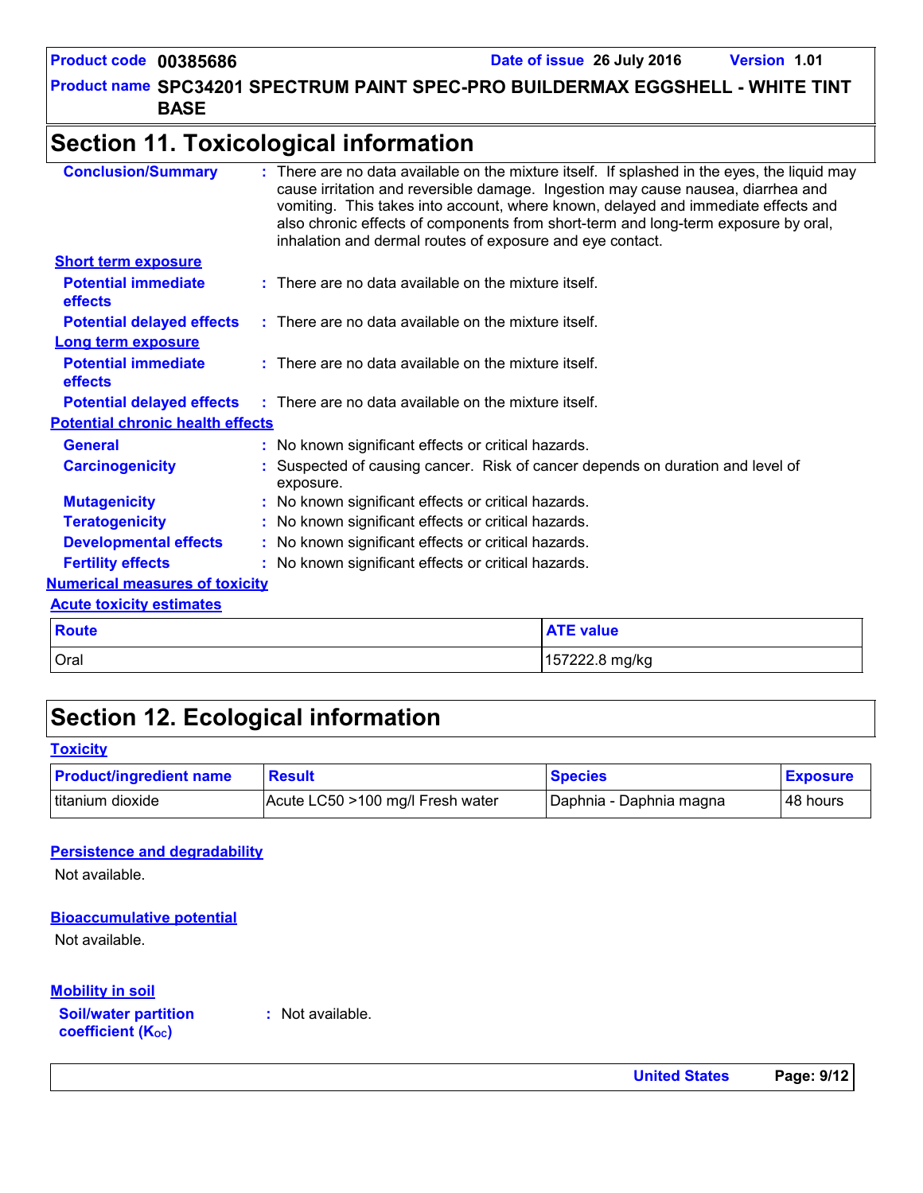## Section 11. Toxicological information

**Conclusion/Summary** : There are no data available on the mixture itself. If splashed in the eyes, the liquid may cause irritation and reversible damage. Ingestion may cause nausea, diarrhea and vomiting. This takes into account, where known, delayed and immediate effects and also chronic effects of components from short-term and long-term exposure by oral, inhalation and dermal routes of exposure and eye contact.

**Short term exposure**

**Potential immediate effects** : There are no data available on the mixture itself.

**Potential delayed effects** : There are no data available on the mixture itself.

**Long term exposure**

**Potential immediate effects** : There are no data available on the mixture itself.

**Potential delayed effects** : There are no data available on the mixture itself.

**Potential chronic health effects**

**General** : No known significant effects or critical hazards.

**Carcinogenicity** : Suspected of causing cancer. Risk of cancer depends on duration and level of exposure.

**Mutagenicity** : No known significant effects or critical hazards.

**Teratogenicity** : No known significant effects or critical hazards.

**Developmental effects** : No known significant effects or critical hazards.

**Fertility effects** : No known significant effects or critical hazards.

**Numerical measures of toxicity**

**Acute toxicity estimates**

| Route | ATE value |
|---|---|
| Oral | 157222.8 mg/kg |

## Section 12. Ecological information

**Toxicity**

| Product/ingredient name | Result | Species | Exposure |
|---|---|---|---|
| titanium dioxide | Acute LC50 >100 mg/l Fresh water | Daphnia - Daphnia magna | 48 hours |

**Persistence and degradability**

Not available.

**Bioaccumulative potential**

Not available.

**Mobility in soil**

**Soil/water partition coefficient ($K_{OC}$)** : Not available.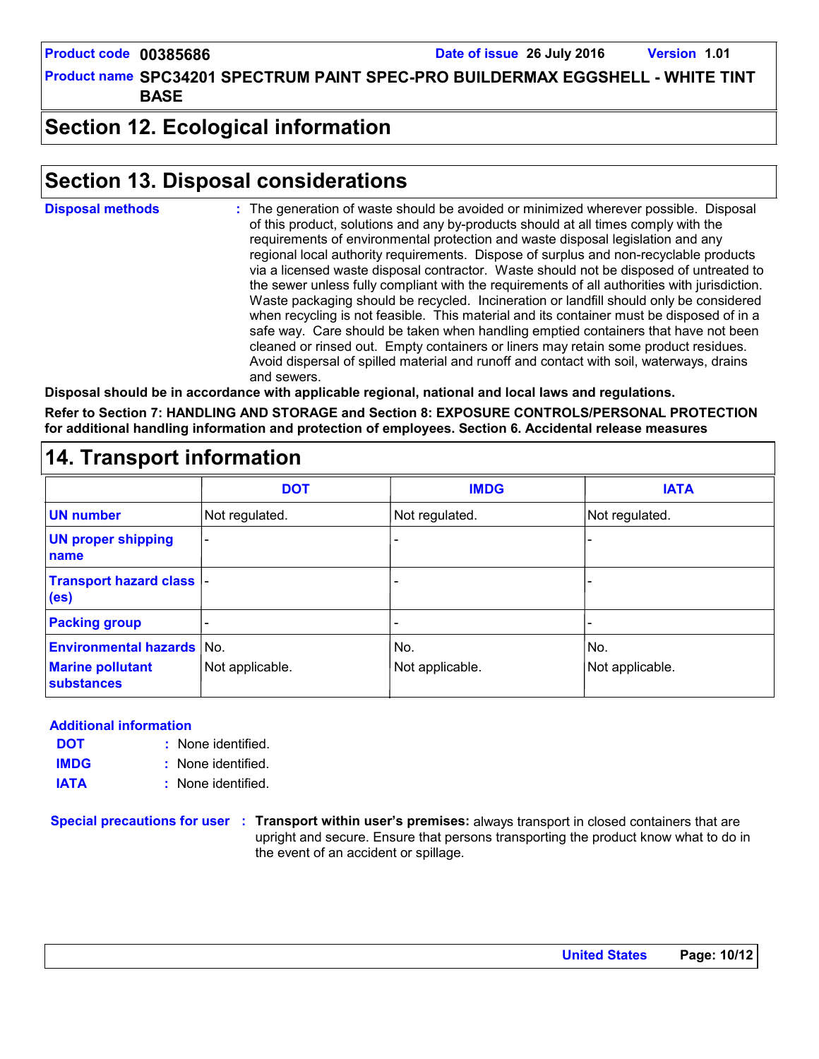## Section 12. Ecological information

## Section 13. Disposal considerations

**Disposal methods** : The generation of waste should be avoided or minimized wherever possible. Disposal of this product, solutions and any by-products should at all times comply with the requirements of environmental protection and waste disposal legislation and any regional local authority requirements. Dispose of surplus and non-recyclable products via a licensed waste disposal contractor. Waste should not be disposed of untreated to the sewer unless fully compliant with the requirements of all authorities with jurisdiction. Waste packaging should be recycled. Incineration or landfill should only be considered when recycling is not feasible. This material and its container must be disposed of in a safe way. Care should be taken when handling emptied containers that have not been cleaned or rinsed out. Empty containers or liners may retain some product residues. Avoid dispersal of spilled material and runoff and contact with soil, waterways, drains and sewers.

**Disposal should be in accordance with applicable regional, national and local laws and regulations.**

**Refer to Section 7: HANDLING AND STORAGE and Section 8: EXPOSURE CONTROLS/PERSONAL PROTECTION for additional handling information and protection of employees. Section 6. Accidental release measures**

## 14. Transport information

| | DOT | IMDG | IATA |
|---|---|---|---|
| UN number | Not regulated. | Not regulated. | Not regulated. |
| UN proper shipping name | - | - | - |
| Transport hazard class (es) | - | - | - |
| Packing group | - | - | - |
| Environmental hazards | No. | No. | No. |
| Marine pollutant substances | Not applicable. | Not applicable. | Not applicable. |

**Additional information**

**DOT** : None identified.

**IMDG** : None identified.

**IATA** : None identified.

**Special precautions for user** : **Transport within user's premises:** always transport in closed containers that are upright and secure. Ensure that persons transporting the product know what to do in the event of an accident or spillage.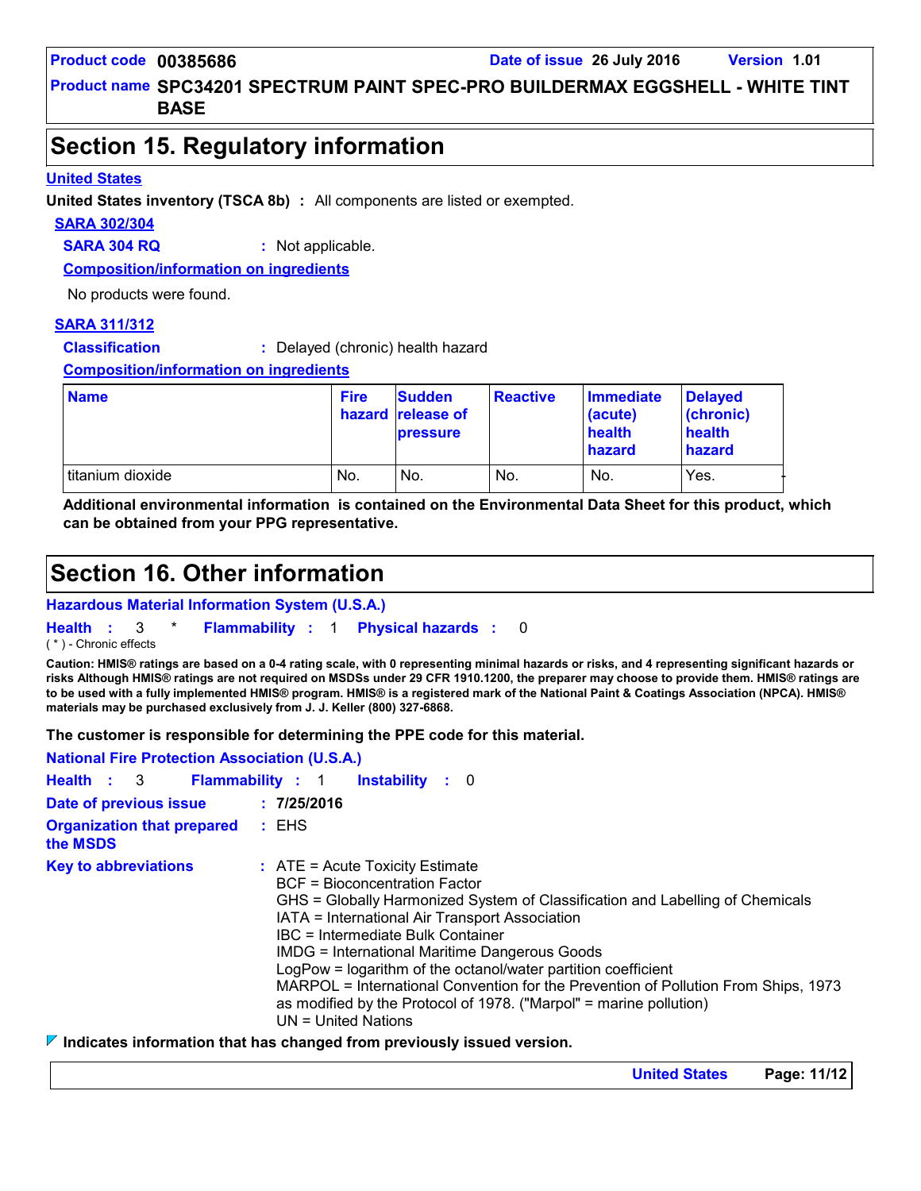## Section 15. Regulatory information

**United States**

**United States inventory (TSCA 8b)** : All components are listed or exempted.

**SARA 302/304**

**SARA 304 RQ** : Not applicable.

**Composition/information on ingredients**

No products were found.

**SARA 311/312**

**Classification** : Delayed (chronic) health hazard

**Composition/information on ingredients**

| Name | Fire hazard | Sudden release of pressure | Reactive | Immediate (acute) health hazard | Delayed (chronic) health hazard |
|---|---|---|---|---|---|
| titanium dioxide | No. | No. | No. | No. | Yes. |

**Additional environmental information is contained on the Environmental Data Sheet for this product, which can be obtained from your PPG representative.**

## Section 16. Other information

**Hazardous Material Information System (U.S.A.)**

**Health** : 3 * **Flammability** : 1 **Physical hazards** : 0

( * ) - Chronic effects

**Caution: HMIS® ratings are based on a 0-4 rating scale, with 0 representing minimal hazards or risks, and 4 representing significant hazards or risks Although HMIS® ratings are not required on MSDSs under 29 CFR 1910.1200, the preparer may choose to provide them. HMIS® ratings are to be used with a fully implemented HMIS® program. HMIS® is a registered mark of the National Paint & Coatings Association (NPCA). HMIS® materials may be purchased exclusively from J. J. Keller (800) 327-6868.**

**The customer is responsible for determining the PPE code for this material.**

**National Fire Protection Association (U.S.A.)**

**Health** : 3 **Flammability** : 1 **Instability** : 0

**Date of previous issue** : **7/25/2016**

**Organization that prepared the MSDS** : EHS

**Key to abbreviations** :
ATE = Acute Toxicity Estimate
BCF = Bioconcentration Factor
GHS = Globally Harmonized System of Classification and Labelling of Chemicals
IATA = International Air Transport Association
IBC = Intermediate Bulk Container
IMDG = International Maritime Dangerous Goods
LogPow = logarithm of the octanol/water partition coefficient
MARPOL = International Convention for the Prevention of Pollution From Ships, 1973 as modified by the Protocol of 1978. ("Marpol" = marine pollution)
UN = United Nations

**Indicates information that has changed from previously issued version.**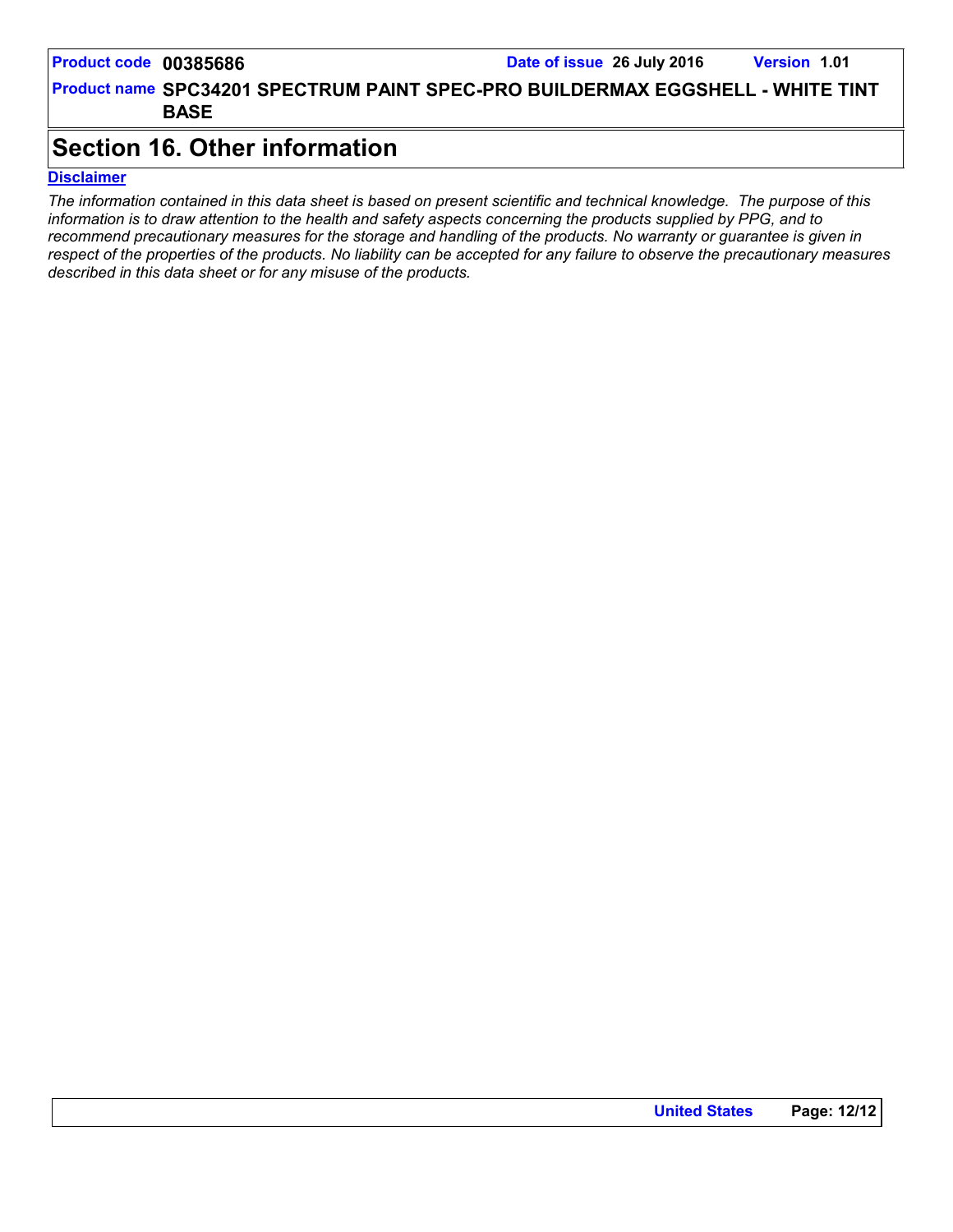## Section 16. Other information

**Disclaimer**

*The information contained in this data sheet is based on present scientific and technical knowledge. The purpose of this information is to draw attention to the health and safety aspects concerning the products supplied by PPG, and to recommend precautionary measures for the storage and handling of the products. No warranty or guarantee is given in respect of the properties of the products. No liability can be accepted for any failure to observe the precautionary measures described in this data sheet or for any misuse of the products.*